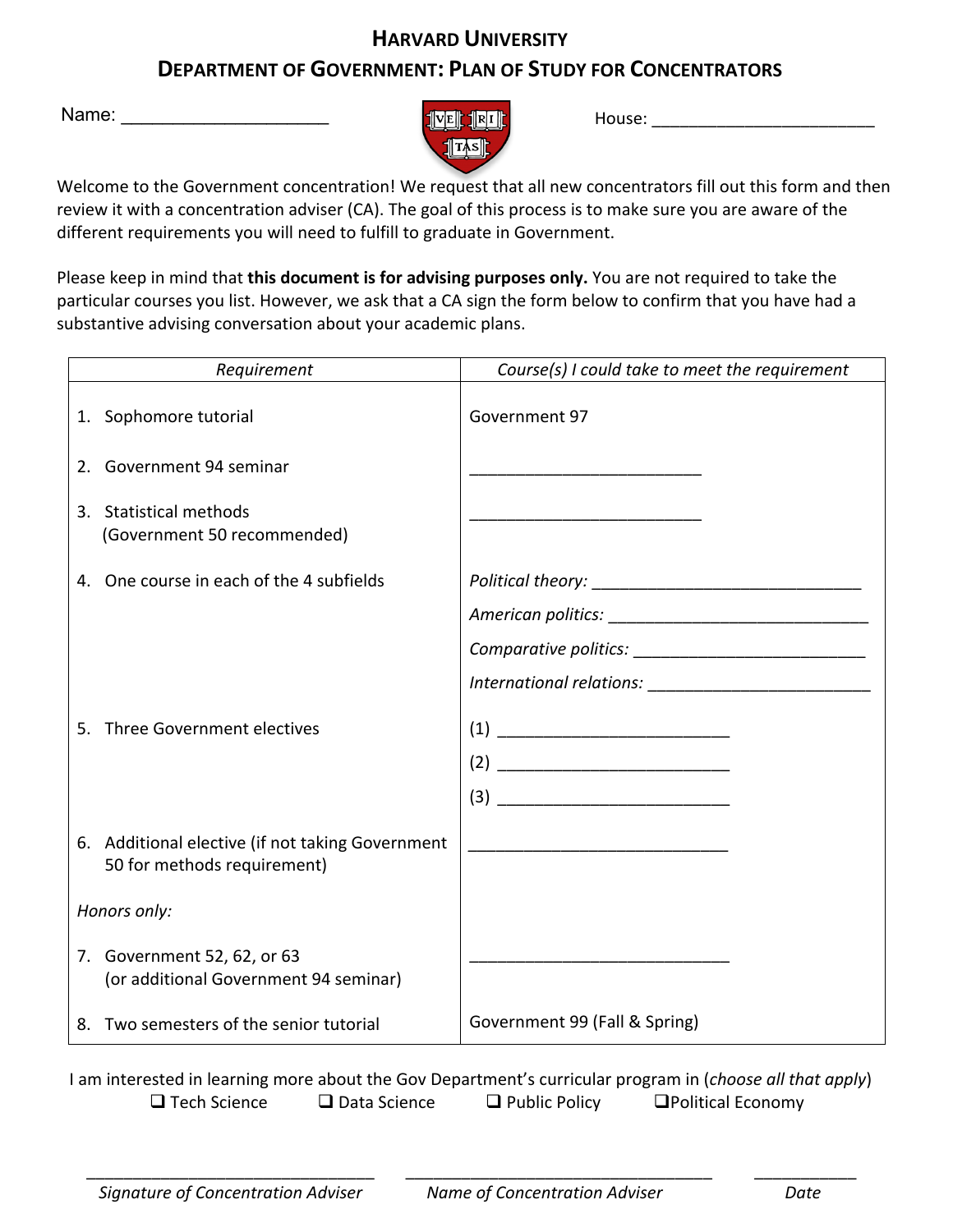# HARVARD UNIVERSITY

## DEPARTMENT OF GOVERNMENT: PLAN OF STUDY FOR CONCENTRATORS

Name: ____________________ House: ________________________

Welcome to the Government concentration! We request that all new concentrators fill out this form and then review it with a concentration adviser (CA). The goal of this process is to make sure you are aware of the different requirements you will need to fulfill to graduate in Government.

Please keep in mind that **this document is for advising purposes only.** You are not required to take the particular courses you list. However, we ask that a CA sign the form below to confirm that you have had a substantive advising conversation about your academic plans.

| *Requirement* | *Course(s) I could take to meet the requirement* |
|---|---|
| 1. Sophomore tutorial | Government 97 |
| 2. Government 94 seminar | _________________________ |
| 3. Statistical methods (Government 50 recommended) | _________________________ |
| 4. One course in each of the 4 subfields | *Political theory:* _____________________________<br>*American politics:* _____________________________<br>*Comparative politics:* _________________________<br>*International relations:* ________________________ |
| 5. Three Government electives | (1) _________________________<br>(2) _________________________<br>(3) _________________________ |
| 6. Additional elective (if not taking Government 50 for methods requirement) | _____________________________ |
| *Honors only:* | |
| 7. Government 52, 62, or 63 (or additional Government 94 seminar) | _____________________________ |
| 8. Two semesters of the senior tutorial | Government 99 (Fall & Spring) |

I am interested in learning more about the Gov Department's curricular program in (*choose all that apply*)

❑ Tech Science ❑ Data Science ❑ Public Policy ❑ Political Economy

________________________________ ________________________________ ___________

*Signature of Concentration Adviser* *Name of Concentration Adviser* *Date*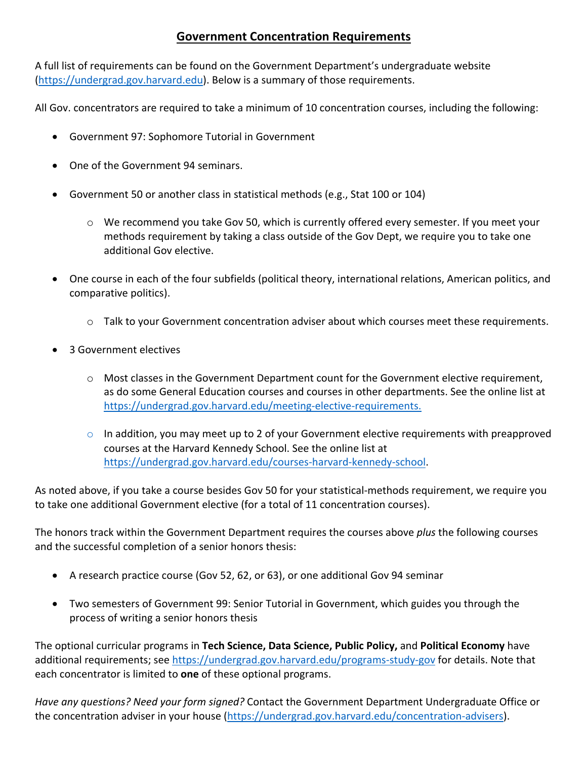# Government Concentration Requirements

A full list of requirements can be found on the Government Department's undergraduate website (https://undergrad.gov.harvard.edu). Below is a summary of those requirements.

All Gov. concentrators are required to take a minimum of 10 concentration courses, including the following:

- Government 97: Sophomore Tutorial in Government
- One of the Government 94 seminars.
- Government 50 or another class in statistical methods (e.g., Stat 100 or 104)
  - We recommend you take Gov 50, which is currently offered every semester. If you meet your methods requirement by taking a class outside of the Gov Dept, we require you to take one additional Gov elective.
- One course in each of the four subfields (political theory, international relations, American politics, and comparative politics).
  - Talk to your Government concentration adviser about which courses meet these requirements.
- 3 Government electives
  - Most classes in the Government Department count for the Government elective requirement, as do some General Education courses and courses in other departments. See the online list at https://undergrad.gov.harvard.edu/meeting-elective-requirements.
  - In addition, you may meet up to 2 of your Government elective requirements with preapproved courses at the Harvard Kennedy School. See the online list at https://undergrad.gov.harvard.edu/courses-harvard-kennedy-school.

As noted above, if you take a course besides Gov 50 for your statistical-methods requirement, we require you to take one additional Government elective (for a total of 11 concentration courses).

The honors track within the Government Department requires the courses above *plus* the following courses and the successful completion of a senior honors thesis:

- A research practice course (Gov 52, 62, or 63), or one additional Gov 94 seminar
- Two semesters of Government 99: Senior Tutorial in Government, which guides you through the process of writing a senior honors thesis

The optional curricular programs in **Tech Science, Data Science, Public Policy,** and **Political Economy** have additional requirements; see https://undergrad.gov.harvard.edu/programs-study-gov for details. Note that each concentrator is limited to **one** of these optional programs.

*Have any questions? Need your form signed?* Contact the Government Department Undergraduate Office or the concentration adviser in your house (https://undergrad.gov.harvard.edu/concentration-advisers).